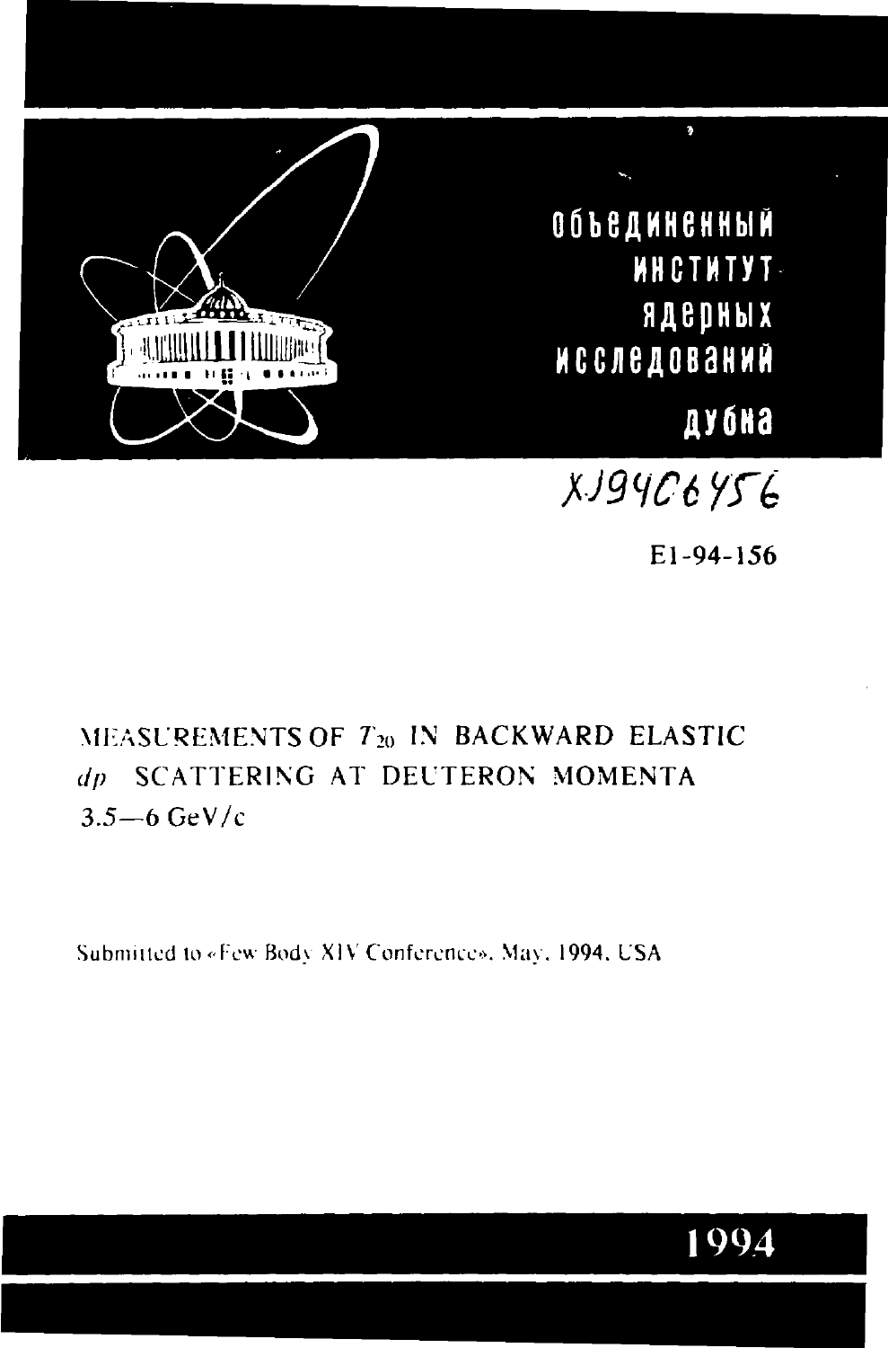объединенный
институт
ядерных
исследований
дубна

XJ94C6456

E1-94-156

# MEASUREMENTS OF $T_{20}$ IN BACKWARD ELASTIC $dp$ SCATTERING AT DEUTERON MOMENTA 3.5—6 GeV/c

Submitted to «Few Body XIV Conference», May, 1994, USA

1994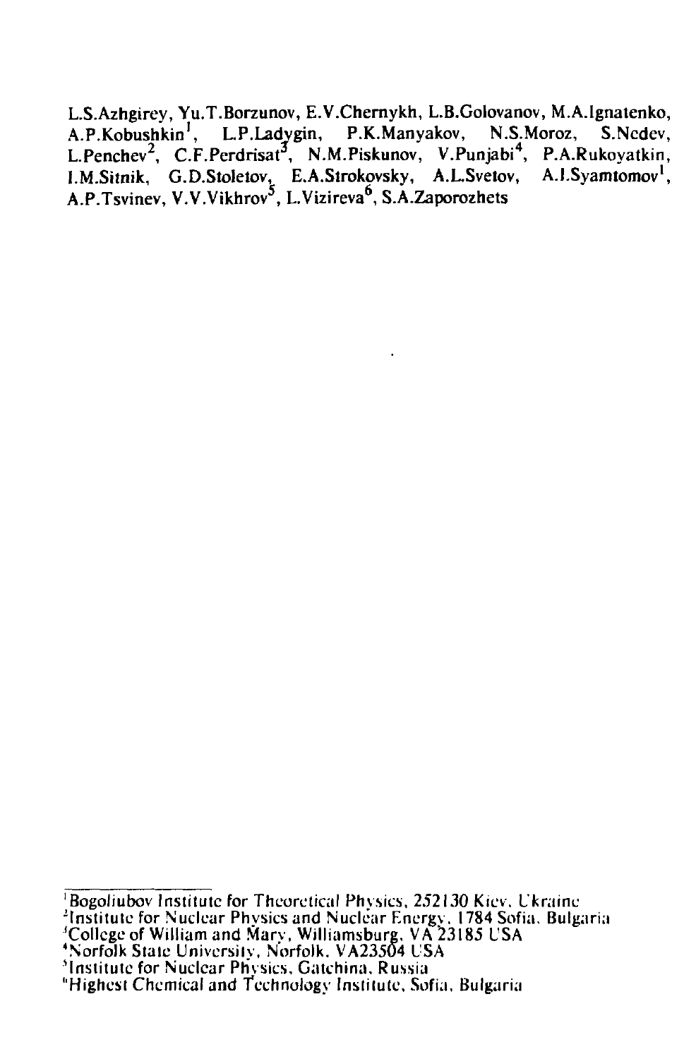L.S.Azhgirey, Yu.T.Borzunov, E.V.Chernykh, L.B.Golovanov, M.A.Ignatenko, A.P.Kobushkin[1], L.P.Ladygin, P.K.Manyakov, N.S.Moroz, S.Nedev, L.Penchev[2], C.F.Perdrisat[3], N.M.Piskunov, V.Punjabi[4], P.A.Rukoyatkin, I.M.Sitnik, G.D.Stoletov, E.A.Strokovsky, A.L.Svetov, A.I.Syamtomov[1], A.P.Tsvinev, V.V.Vikhrov[5], L.Vizireva[6], S.A.Zaporozhets

[1] Bogoliubov Institute for Theoretical Physics, 252130 Kiev, Ukraine
[2] Institute for Nuclear Physics and Nuclear Energy, 1784 Sofia, Bulgaria
[3] College of William and Mary, Williamsburg, VA 23185 USA
[4] Norfolk State University, Norfolk, VA23504 USA
[5] Institute for Nuclear Physics, Gatchina, Russia
[6] Highest Chemical and Technology Institute, Sofia, Bulgaria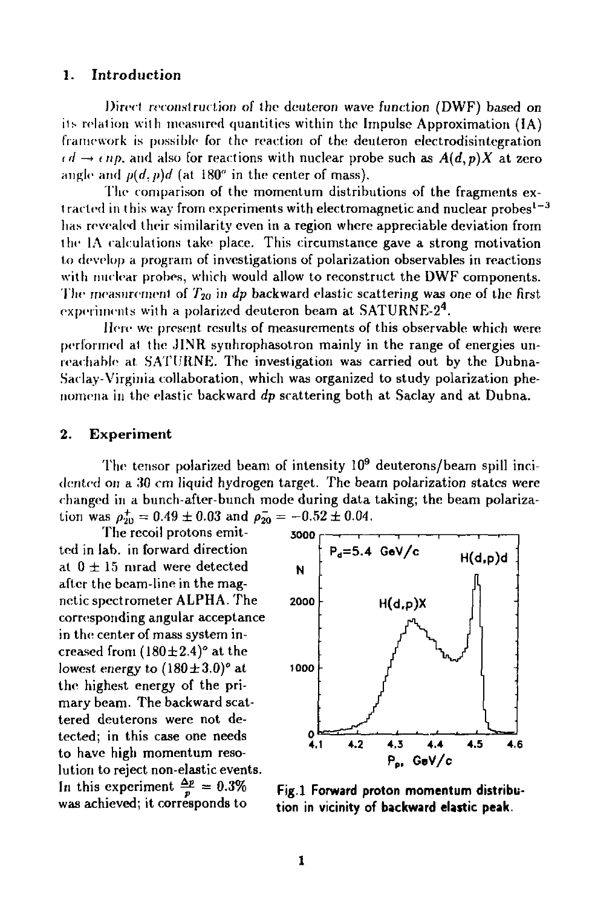## 1. Introduction

Direct reconstruction of the deuteron wave function (DWF) based on its relation with measured quantities within the Impulse Approximation (IA) framework is possible for the reaction of the deuteron electrodisintegration $ed \rightarrow enp$, and also for reactions with nuclear probe such as $A(d,p)X$ at zero angle and $p(d,p)d$ (at 180° in the center of mass).

The comparison of the momentum distributions of the fragments extracted in this way from experiments with electromagnetic and nuclear probes[1-3] has revealed their similarity even in a region where appreciable deviation from the IA calculations take place. This circumstance gave a strong motivation to develop a program of investigations of polarization observables in reactions with nuclear probes, which would allow to reconstruct the DWF components. The measurement of $T_{20}$ in $dp$ backward elastic scattering was one of the first experiments with a polarized deuteron beam at SATURNE-2[4].

Here we present results of measurements of this observable which were performed at the JINR synhrophasotron mainly in the range of energies unreachable at SATURNE. The investigation was carried out by the Dubna-Saclay-Virginia collaboration, which was organized to study polarization phenomena in the elastic backward $dp$ scattering both at Saclay and at Dubna.

## 2. Experiment

The tensor polarized beam of intensity $10^9$ deuterons/beam spill incidented on a 30 cm liquid hydrogen target. The beam polarization states were changed in a bunch-after-bunch mode during data taking; the beam polarization was $\rho_{20}^{+} = 0.49 \pm 0.03$ and $\rho_{20}^{-} = -0.52 \pm 0.04$.

The recoil protons emitted in lab. in forward direction at $0 \pm 15$ mrad were detected after the beam-line in the magnetic spectrometer ALPHA. The corresponding angular acceptance in the center of mass system increased from $(180 \pm 2.4)°$ at the lowest energy to $(180 \pm 3.0)°$ at the highest energy of the primary beam. The backward scattered deuterons were not detected; in this case one needs to have high momentum resolution to reject non-elastic events. In this experiment $\frac{\Delta p}{p} = 0.3\%$ was achieved; it corresponds to

Fig.1 Forward proton momentum distribution in vicinity of backward elastic peak.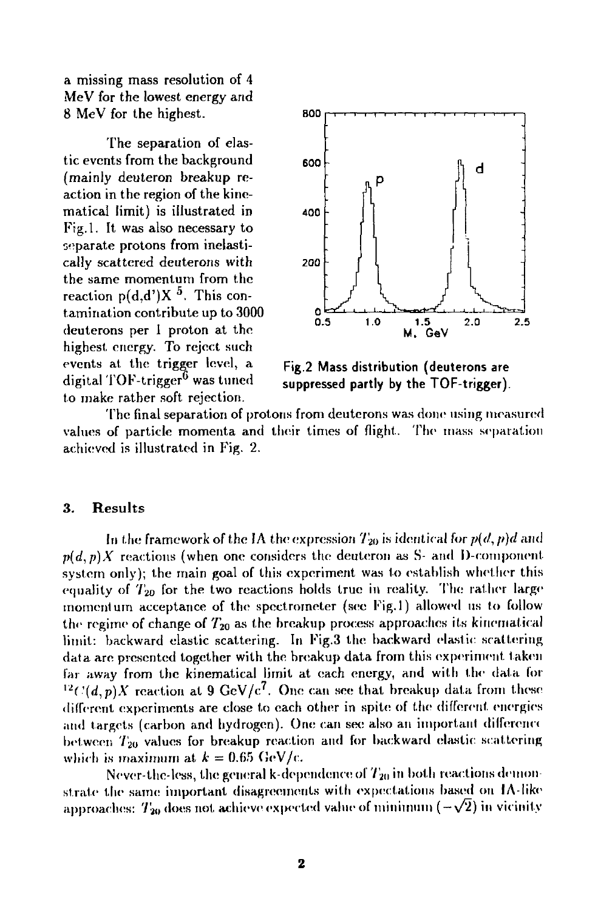a missing mass resolution of 4 MeV for the lowest energy and 8 MeV for the highest.

The separation of elastic events from the background (mainly deuteron breakup reaction in the region of the kinematical limit) is illustrated in Fig.1. It was also necessary to separate protons from inelastically scattered deuterons with the same momentum from the reaction p(d,d')X [5]. This contamination contribute up to 3000 deuterons per 1 proton at the highest energy. To reject such events at the trigger level, a digital TOF-trigger[6] was tuned to make rather soft rejection.

Fig.2 Mass distribution (deuterons are suppressed partly by the TOF-trigger).

The final separation of protons from deuterons was done using measured values of particle momenta and their times of flight. The mass separation achieved is illustrated in Fig. 2.

## 3. Results

In the framework of the IA the expression $T_{20}$ is identical for $p(d,p)d$ and $p(d,p)X$ reactions (when one considers the deuteron as S- and D-component system only); the main goal of this experiment was to establish whether this equality of $T_{20}$ for the two reactions holds true in reality. The rather large momentum acceptance of the spectrometer (see Fig.1) allowed us to follow the regime of change of $T_{20}$ as the breakup process approaches its kinematical limit: backward elastic scattering. In Fig.3 the backward elastic scattering data are presented together with the breakup data from this experiment taken far away from the kinematical limit at each energy, and with the data for $^{12}C(d,p)X$ reaction at 9 GeV/c[7]. One can see that breakup data from these different experiments are close to each other in spite of the different energies and targets (carbon and hydrogen). One can see also an important difference between $T_{20}$ values for breakup reaction and for backward elastic scattering which is maximum at $k = 0.65$ GeV/c.

Never-the-less, the general k-dependence of $T_{20}$ in both reactions demonstrate the same important disagreements with expectations based on IA-like approaches: $T_{20}$ does not achieve expected value of minimum ($-\sqrt{2}$) in vicinity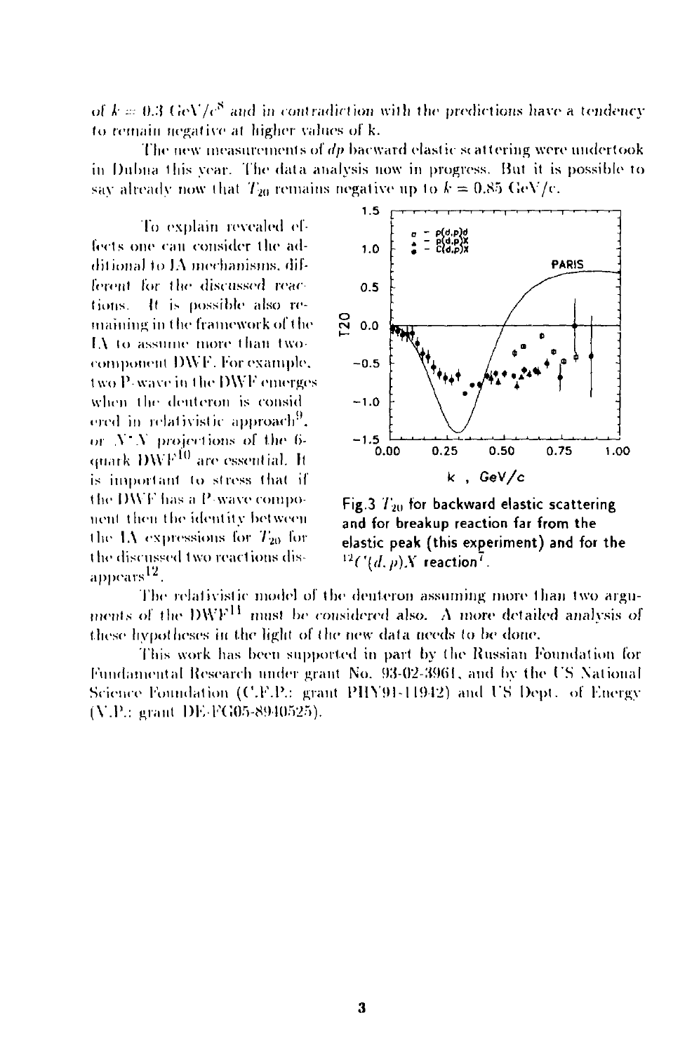of $k = 0.3$ GeV/$c$[8] and in contradiction with the predictions have a tendency to remain negative at higher values of k.

The new measurements of *dp* bacward elastic scattering were undertook in Dubna this year. The data analysis now in progress. But it is possible to say already now that $T_{20}$ remains negative up to $k = 0.85$ GeV/c.

To explain revealed effects one can consider the additional to IA mechanisms, different for the discussed reactions. It is possible also remaining in the framework of the IA to assume more than two-component DWF. For example, two P-wave in the DWF emerges when the deuteron is considered in relativistic approach[9], or $N^*N$ projections of the 6-quark DWF[10] are essential. It is important to stress that if the DWF has a P-wave component then the identity between the IA expressions for $T_{20}$ for the discussed two reactions disappears[12].

Fig.3 $T_{20}$ for backward elastic scattering and for breakup reaction far from the elastic peak (this experiment) and for the $^{12}C(d,p)X$ reaction[7].

The relativistic model of the deuteron assuming more than two arguments of the DWF[11] must be considered also. A more detailed analysis of these hypotheses in the light of the new data needs to be done.

This work has been supported in part by the Russian Foundation for Fundamental Research under grant No. 93-02-3961, and by the US National Science Foundation (C.F.P.: grant PHY91-11942) and US Dept. of Energy (V.P.: grant DE-FG05-8940525).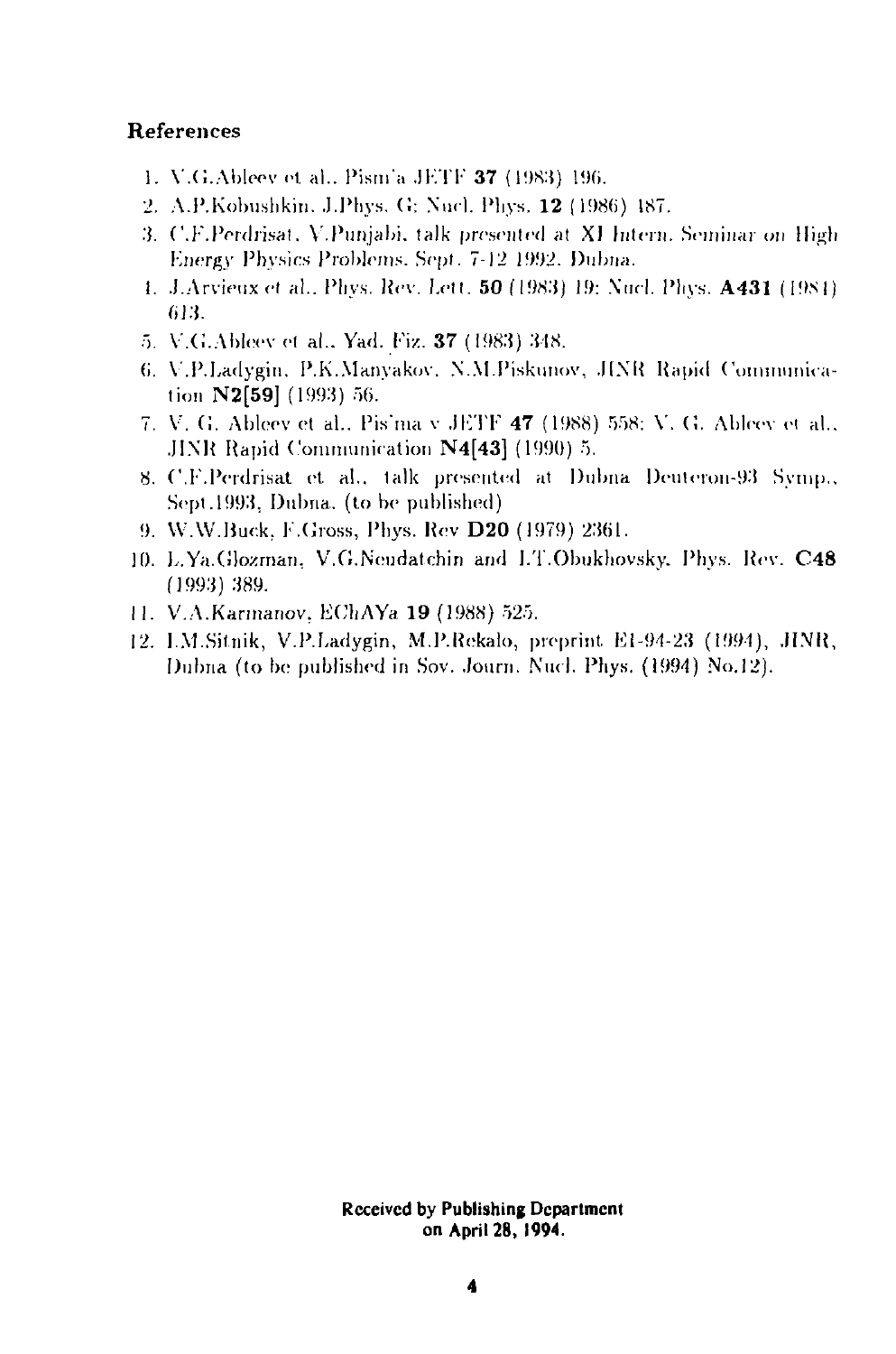## References

1. V.G.Ableev et al., Pism'a JETF **37** (1983) 196.
2. A.P.Kobushkin, J.Phys. G: Nucl. Phys. **12** (1986) 487.
3. C.F.Perdrisat, V.Punjabi, talk presented at XI Intern. Seminar on High Energy Physics Problems, Sept. 7-12 1992, Dubna.
4. J.Arvieux et al., Phys. Rev. Lett. **50** (1983) 19; Nucl. Phys. **A431** (1984) 613.
5. V.G.Ableev et al., Yad. Fiz. **37** (1983) 348.
6. V.P.Ladygin, P.K.Manyakov, N.M.Piskunov, JINR Rapid Communication **N2[59]** (1993) 56.
7. V. G. Ableev et al., Pis'ma v JETF **47** (1988) 558; V. G. Ableev et al., JINR Rapid Communication **N4[43]** (1990) 5.
8. C.F.Perdrisat et al., talk presented at Dubna Deuteron-93 Symp., Sept.1993, Dubna. (to be published)
9. W.W.Buck, F.Gross, Phys. Rev **D20** (1979) 2361.
10. L.Ya.Glozman, V.G.Neudatchin and I.T.Obukhovsky, Phys. Rev. **C48** (1993) 389.
11. V.A.Karmanov, EChAYa **19** (1988) 525.
12. I.M.Sitnik, V.P.Ladygin, M.P.Rekalo, preprint E1-94-23 (1994), JINR, Dubna (to be published in Sov. Journ. Nucl. Phys. (1994) No.12).

**Received by Publishing Department on April 28, 1994.**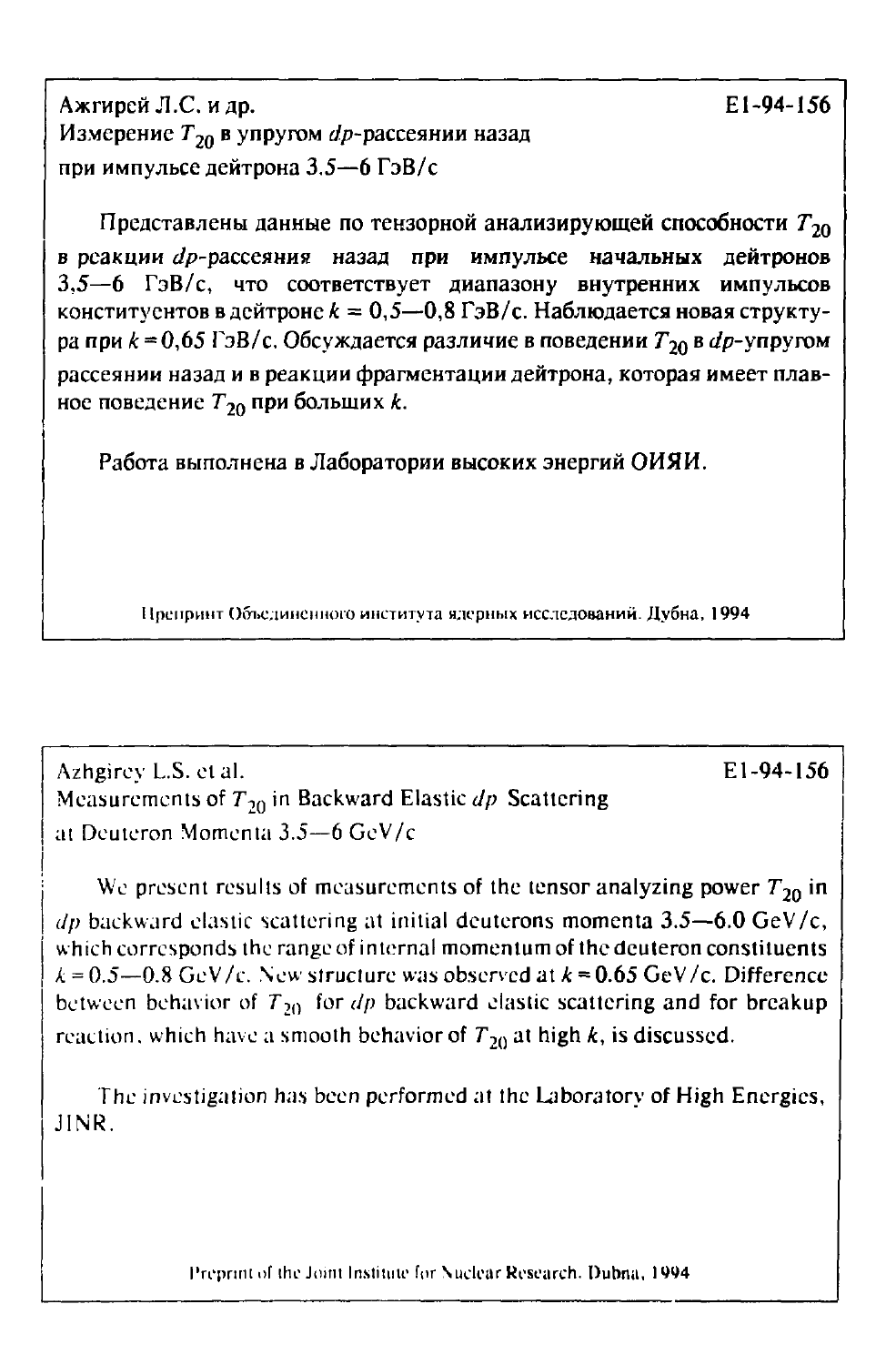Ажгирей Л.С. и др. E1-94-156

Измерение $T_{20}$ в упругом $dp$-рассеянии назад при импульсе дейтрона 3.5—6 ГэВ/с

Представлены данные по тензорной анализирующей способности $T_{20}$ в реакции $dp$-рассеяния назад при импульсе начальных дейтронов 3,5—6 ГэВ/с, что соответствует диапазону внутренних импульсов конституентов в дейтроне $k$ = 0,5—0,8 ГэВ/с. Наблюдается новая структура при $k$ = 0,65 ГэВ/с. Обсуждается различие в поведении $T_{20}$ в $dp$-упругом рассеянии назад и в реакции фрагментации дейтрона, которая имеет плавное поведение $T_{20}$ при больших $k$.

Работа выполнена в Лаборатории высоких энергий ОИЯИ.

Препринт Объединенного института ядерных исследований. Дубна, 1994

---

Azhgirey L.S. et al. E1-94-156

Measurements of $T_{20}$ in Backward Elastic $dp$ Scattering at Deuteron Momenta 3.5—6 GeV/c

We present results of measurements of the tensor analyzing power $T_{20}$ in $dp$ backward elastic scattering at initial deuterons momenta 3.5—6.0 GeV/c, which corresponds the range of internal momentum of the deuteron constituents $k$ = 0.5—0.8 GeV/c. New structure was observed at $k$ = 0.65 GeV/c. Difference between behavior of $T_{20}$ for $dp$ backward elastic scattering and for breakup reaction, which have a smooth behavior of $T_{20}$ at high $k$, is discussed.

The investigation has been performed at the Laboratory of High Energies, JINR.

Preprint of the Joint Institute for Nuclear Research. Dubna, 1994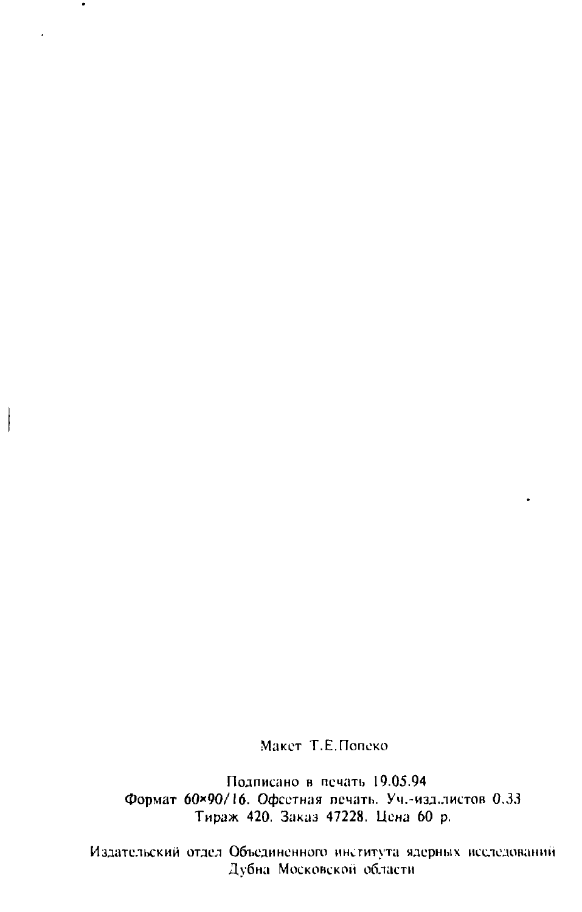Макет Т.Е.Попеко

Подписано в печать 19.05.94
Формат 60×90/16. Офсетная печать. Уч.-изд.листов 0.33
Тираж 420. Заказ 47228. Цена 60 р.

Издательский отдел Объединенного института ядерных исследований
Дубна Московской области